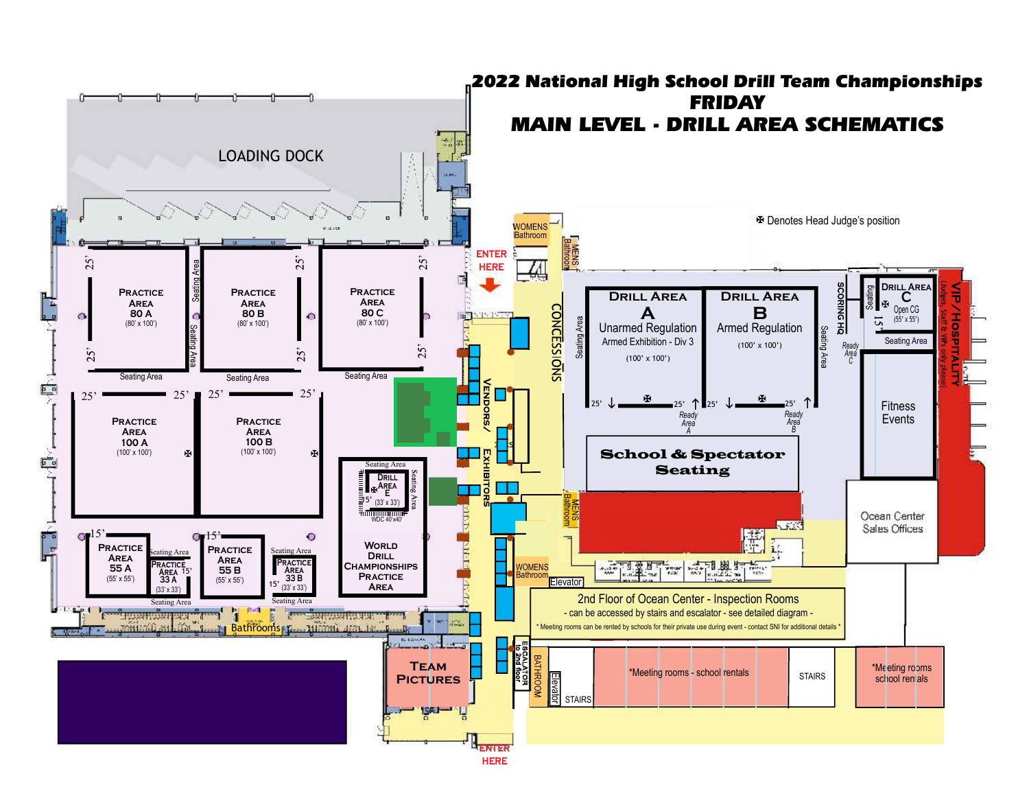# 2022 National High School Drill Team Championships
## FRIDAY
## MAIN LEVEL - DRILL AREA SCHEMATICS

✠ Denotes Head Judge's position

LOADING DOCK

ENTER HERE

WOMENS Bathroom

MENS Bathroom

**Practice Area 80 A** (80' x 100')

**Practice Area 80 B** (80' x 100')

**Practice Area 80 C** (80' x 100')

**Practice Area 100 A** (100' x 100')

**Practice Area 100 B** (100' x 100')

**Practice Area 55 A** (55' x 55')

**Practice Area 33 A** (33' x 33')

**Practice Area 55 B** (55' x 55')

**Practice Area 33 B** (33' x 33')

**Drill Area E** (33' x 33')

WDC 40'x40'

**World Drill Championships Practice Area**

Seating Area

25'

15'

Bathrooms

VENDORS / EXHIBITORS

CONCESSIONS

**Drill Area A**
Unarmed Regulation
Armed Exhibition - Div 3
(100' x 100')

**Drill Area B**
Armed Regulation
(100' x 100')

Ready Area A

Ready Area B

Ready Area C

SCORING HQ

**Drill Area C**
Open CG
(55' x 55')

VIP/HOSPITALITY (Judges, Staff & VIPs only please)

Fitness Events

**School & Spectator Seating**

Ocean Center Sales Offices

WOMENS Bathroom

MENS Bathroom

Elevator

2nd Floor of Ocean Center - Inspection Rooms
- can be accessed by stairs and escalator - see detailed diagram -
* Meeting rooms can be rented by schools for their private use during event - contact SNI for additional details *

**Team Pictures**

ESCALATOR to 2nd floor

BATHROOM

Elevator

STAIRS

*Meeting rooms - school rentals

STAIRS

*Meeting rooms school rentals

ENTER HERE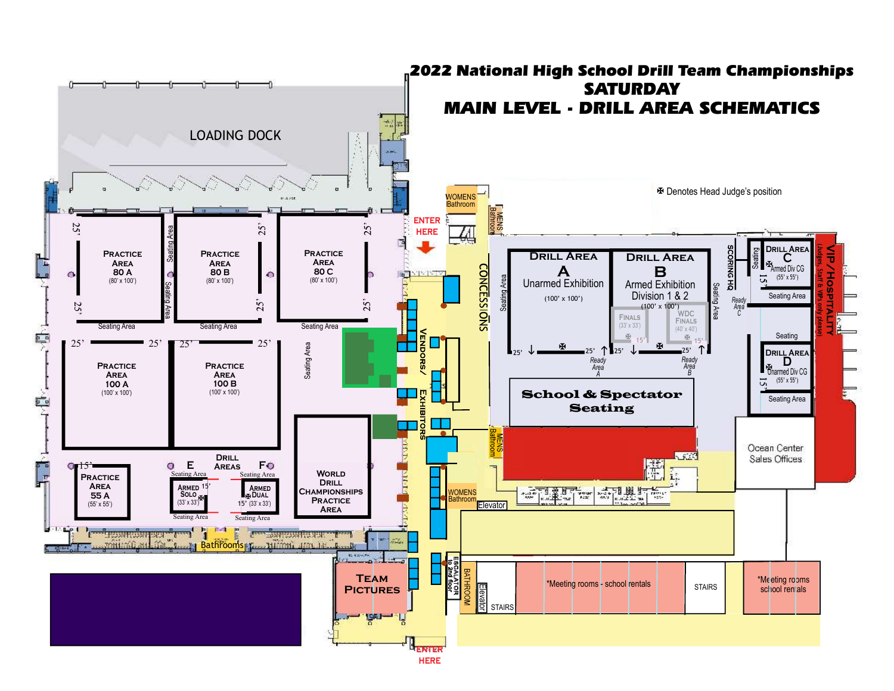# 2022 National High School Drill Team Championships

## SATURDAY

## MAIN LEVEL - DRILL AREA SCHEMATICS

✠ Denotes Head Judge's position

LOADING DOCK

ENTER HERE

WOMENS Bathroom

MENS Bathroom

PRACTICE AREA 80 A (80' x 100')

PRACTICE AREA 80 B (80' x 100')

PRACTICE AREA 80 C (80' x 100')

PRACTICE AREA 100 A (100' x 100')

PRACTICE AREA 100 B (100' x 100')

PRACTICE AREA 55 A (55' x 55')

DRILL AREAS E F

ARMED SOLO (33' x 33')

ARMED DUAL (33' x 33')

WORLD DRILL CHAMPIONSHIPS PRACTICE AREA

Seating Area

25' 15'

Bathrooms

TEAM PICTURES

VENDORS/ EXHIBITORS

CONCESSIONS

DRILL AREA A Unarmed Exhibition (100' x 100')

DRILL AREA B Armed Exhibition Division 1 & 2 (100' x 100')

FINALS (33' x 33')

WDC FINALS (40' x 40')

Ready Area A

Ready Area B

Ready Area C

SCORING HQ

DRILL AREA C Armed Div CG (55' x 55')

DRILL AREA D Unarmed Div CG (55' x 55')

VIP/HOSPITALITY (Judges, Staff & VIPs only please)

School & Spectator Seating

Ocean Center Sales Offices

Elevator

ESCALATOR to 2nd floor

BATHROOM

STAIRS

*Meeting rooms - school rentals

*Meeting rooms school rentals

ENTER HERE